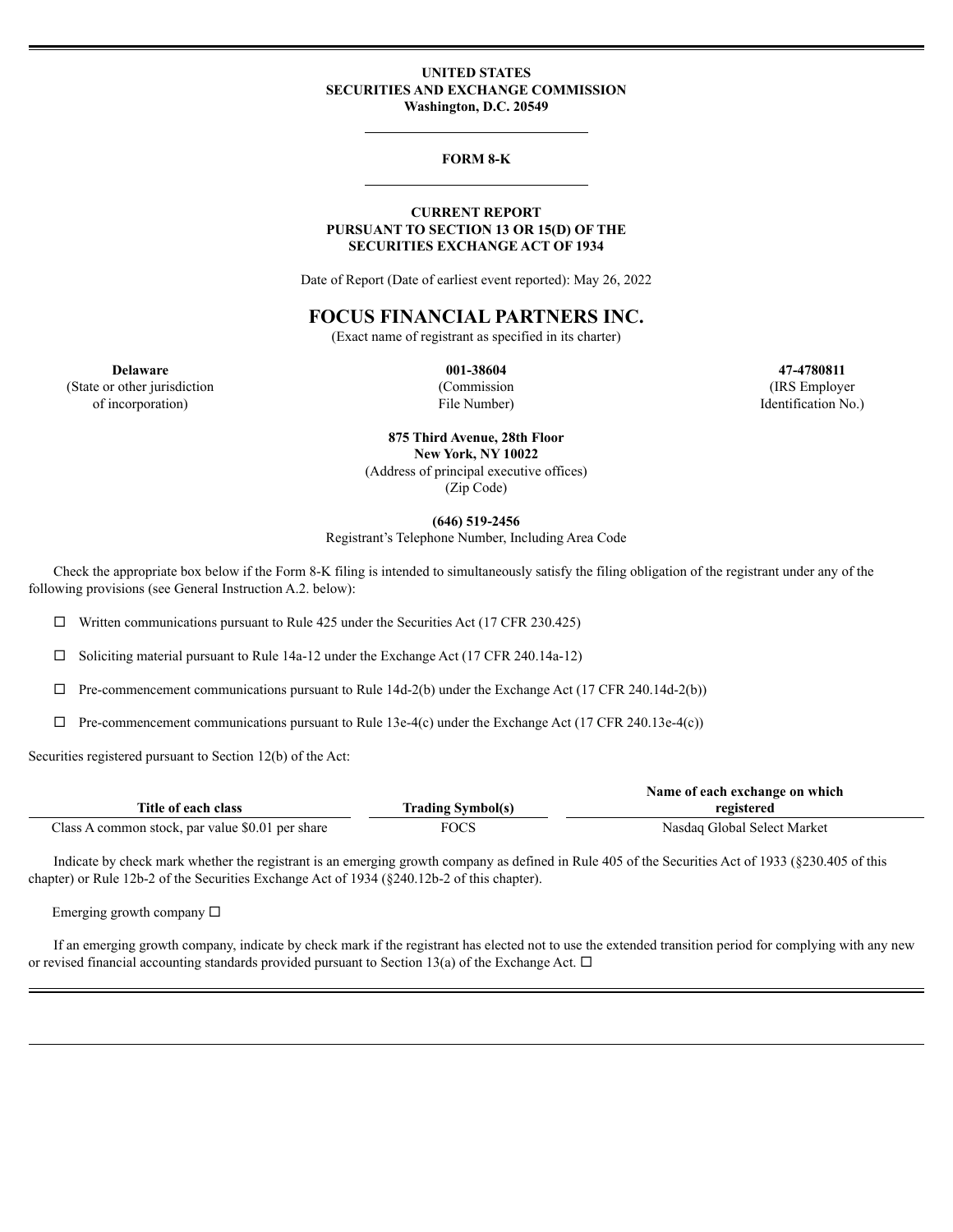**UNITED STATES**
**SECURITIES AND EXCHANGE COMMISSION**
**Washington, D.C. 20549**

---

**FORM 8-K**

---

**CURRENT REPORT**
**PURSUANT TO SECTION 13 OR 15(D) OF THE**
**SECURITIES EXCHANGE ACT OF 1934**

Date of Report (Date of earliest event reported): May 26, 2022

# FOCUS FINANCIAL PARTNERS INC.

(Exact name of registrant as specified in its charter)

| **Delaware** | **001-38604** | **47-4780811** |
|---|---|---|
| (State or other jurisdiction of incorporation) | (Commission File Number) | (IRS Employer Identification No.) |

**875 Third Avenue, 28th Floor**
**New York, NY 10022**
(Address of principal executive offices)
(Zip Code)

**(646) 519-2456**
Registrant's Telephone Number, Including Area Code

Check the appropriate box below if the Form 8-K filing is intended to simultaneously satisfy the filing obligation of the registrant under any of the following provisions (see General Instruction A.2. below):

☐ Written communications pursuant to Rule 425 under the Securities Act (17 CFR 230.425)

☐ Soliciting material pursuant to Rule 14a-12 under the Exchange Act (17 CFR 240.14a-12)

☐ Pre-commencement communications pursuant to Rule 14d-2(b) under the Exchange Act (17 CFR 240.14d-2(b))

☐ Pre-commencement communications pursuant to Rule 13e-4(c) under the Exchange Act (17 CFR 240.13e-4(c))

Securities registered pursuant to Section 12(b) of the Act:

| Title of each class | Trading Symbol(s) | Name of each exchange on which registered |
|---|---|---|
| Class A common stock, par value $0.01 per share | FOCS | Nasdaq Global Select Market |

Indicate by check mark whether the registrant is an emerging growth company as defined in Rule 405 of the Securities Act of 1933 (§230.405 of this chapter) or Rule 12b-2 of the Securities Exchange Act of 1934 (§240.12b-2 of this chapter).

Emerging growth company ☐

If an emerging growth company, indicate by check mark if the registrant has elected not to use the extended transition period for complying with any new or revised financial accounting standards provided pursuant to Section 13(a) of the Exchange Act. ☐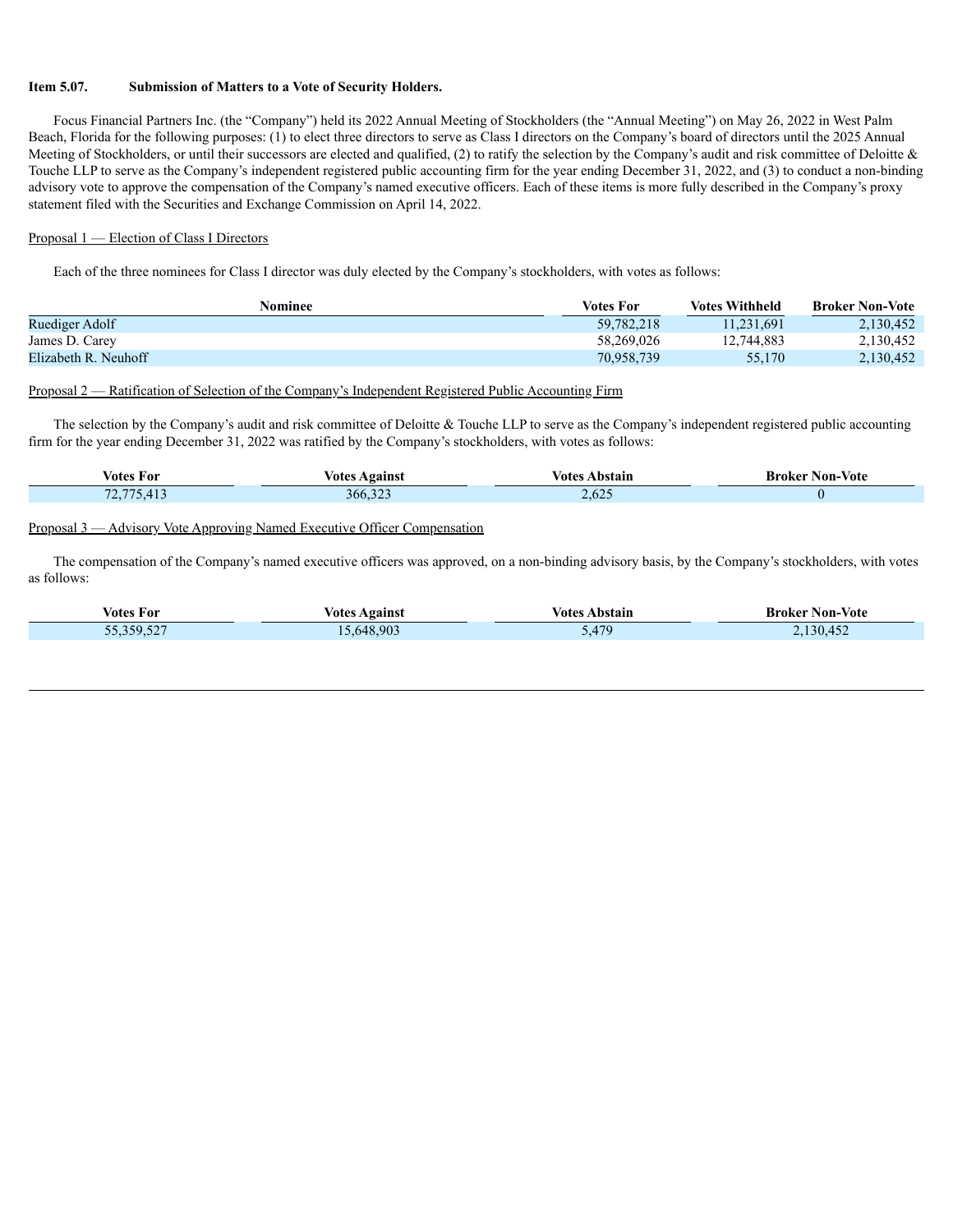**Item 5.07. Submission of Matters to a Vote of Security Holders.**

Focus Financial Partners Inc. (the "Company") held its 2022 Annual Meeting of Stockholders (the "Annual Meeting") on May 26, 2022 in West Palm Beach, Florida for the following purposes: (1) to elect three directors to serve as Class I directors on the Company's board of directors until the 2025 Annual Meeting of Stockholders, or until their successors are elected and qualified, (2) to ratify the selection by the Company's audit and risk committee of Deloitte & Touche LLP to serve as the Company's independent registered public accounting firm for the year ending December 31, 2022, and (3) to conduct a non-binding advisory vote to approve the compensation of the Company's named executive officers. Each of these items is more fully described in the Company's proxy statement filed with the Securities and Exchange Commission on April 14, 2022.

Proposal 1 — Election of Class I Directors

Each of the three nominees for Class I director was duly elected by the Company's stockholders, with votes as follows:

| Nominee | Votes For | Votes Withheld | Broker Non-Vote |
|---|---|---|---|
| Ruediger Adolf | 59,782,218 | 11,231,691 | 2,130,452 |
| James D. Carey | 58,269,026 | 12,744,883 | 2,130,452 |
| Elizabeth R. Neuhoff | 70,958,739 | 55,170 | 2,130,452 |

Proposal 2 — Ratification of Selection of the Company's Independent Registered Public Accounting Firm

The selection by the Company's audit and risk committee of Deloitte & Touche LLP to serve as the Company's independent registered public accounting firm for the year ending December 31, 2022 was ratified by the Company's stockholders, with votes as follows:

| Votes For | Votes Against | Votes Abstain | Broker Non-Vote |
|---|---|---|---|
| 72,775,413 | 366,323 | 2,625 | 0 |

Proposal 3 — Advisory Vote Approving Named Executive Officer Compensation

The compensation of the Company's named executive officers was approved, on a non-binding advisory basis, by the Company's stockholders, with votes as follows:

| Votes For | Votes Against | Votes Abstain | Broker Non-Vote |
|---|---|---|---|
| 55,359,527 | 15,648,903 | 5,479 | 2,130,452 |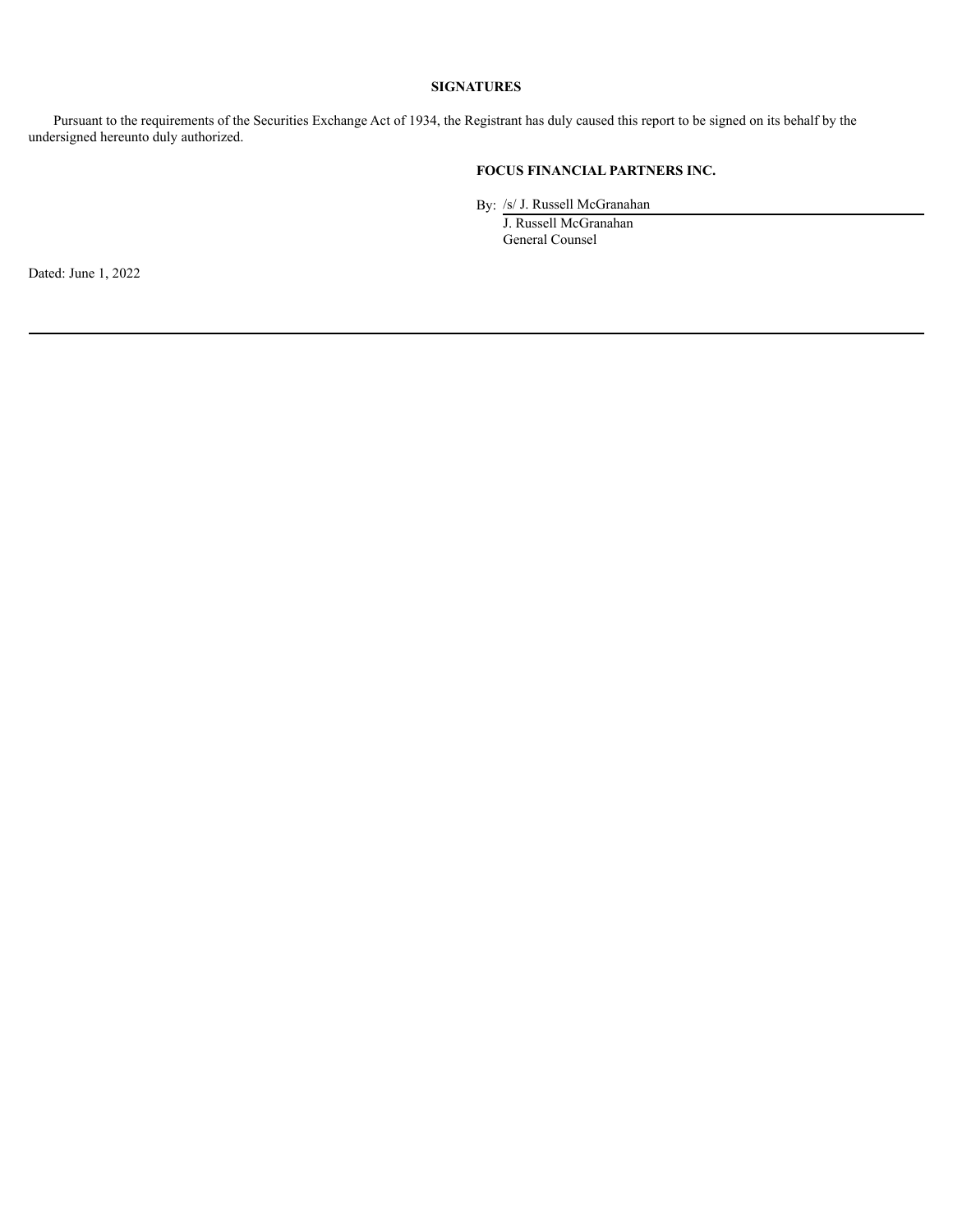## SIGNATURES

Pursuant to the requirements of the Securities Exchange Act of 1934, the Registrant has duly caused this report to be signed on its behalf by the undersigned hereunto duly authorized.

**FOCUS FINANCIAL PARTNERS INC.**

By: /s/ J. Russell McGranahan
J. Russell McGranahan
General Counsel

Dated: June 1, 2022